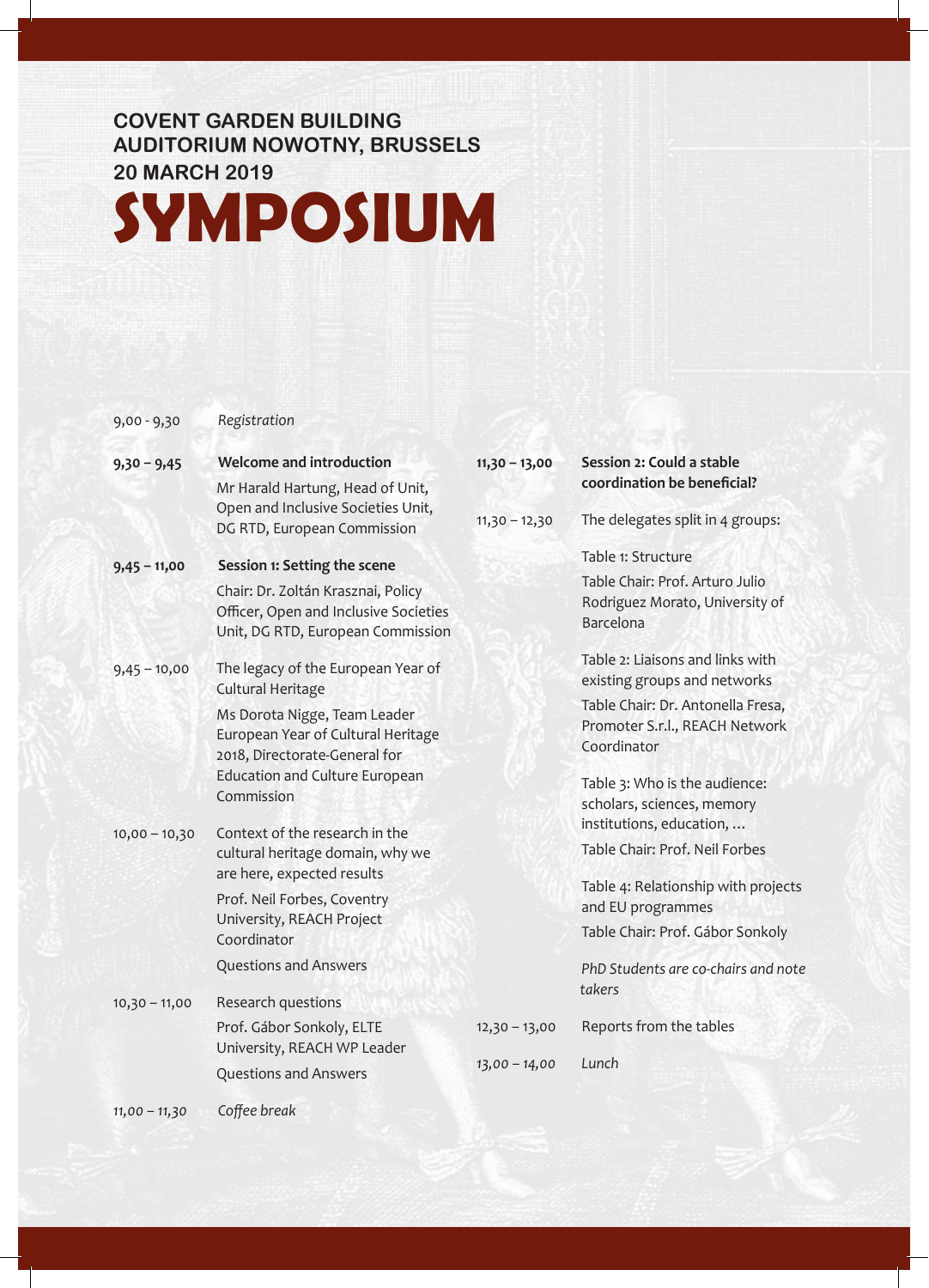**COVENT GARDEN BUILDING**
**AUDITORIUM NOWOTNY, BRUSSELS**
**20 MARCH 2019**

# SYMPOSIUM

9,00 - 9,30 *Registration*

**9,30 – 9,45 Welcome and introduction**

Mr Harald Hartung, Head of Unit, Open and Inclusive Societies Unit, DG RTD, European Commission

**9,45 – 11,00 Session 1: Setting the scene**

Chair: Dr. Zoltán Krasznai, Policy Officer, Open and Inclusive Societies Unit, DG RTD, European Commission

9,45 – 10,00 The legacy of the European Year of Cultural Heritage

Ms Dorota Nigge, Team Leader European Year of Cultural Heritage 2018, Directorate-General for Education and Culture European Commission

10,00 – 10,30 Context of the research in the cultural heritage domain, why we are here, expected results

Prof. Neil Forbes, Coventry University, REACH Project Coordinator

Questions and Answers

10,30 – 11,00 Research questions

Prof. Gábor Sonkoly, ELTE University, REACH WP Leader

Questions and Answers

*11,00 – 11,30 Coffee break*

**11,30 – 13,00 Session 2: Could a stable coordination be beneficial?**

11,30 – 12,30 The delegates split in 4 groups:

Table 1: Structure

Table Chair: Prof. Arturo Julio Rodriguez Morato, University of Barcelona

Table 2: Liaisons and links with existing groups and networks

Table Chair: Dr. Antonella Fresa, Promoter S.r.l., REACH Network Coordinator

Table 3: Who is the audience: scholars, sciences, memory institutions, education, …

Table Chair: Prof. Neil Forbes

Table 4: Relationship with projects and EU programmes

Table Chair: Prof. Gábor Sonkoly

*PhD Students are co-chairs and note takers*

12,30 – 13,00 Reports from the tables

*13,00 – 14,00 Lunch*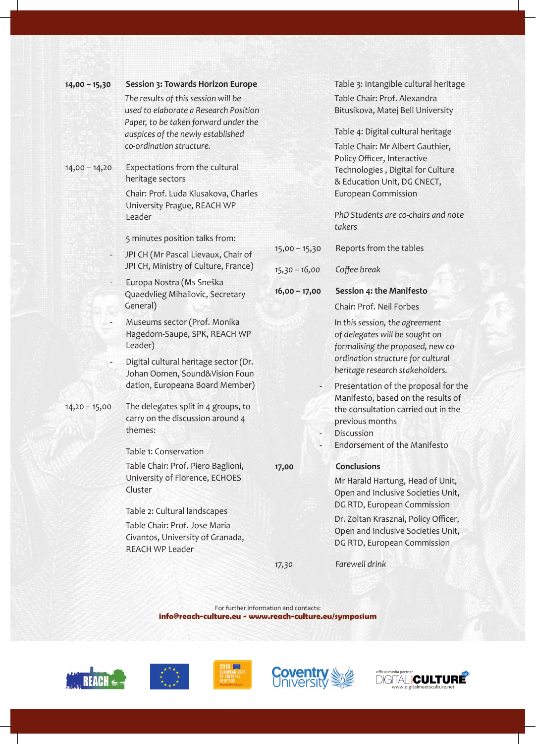**14,00 – 15,30** **Session 3: Towards Horizon Europe**

*The results of this session will be used to elaborate a Research Position Paper, to be taken forward under the auspices of the newly established co-ordination structure.*

14,00 – 14,20 Expectations from the cultural heritage sectors

Chair: Prof. Luda Klusakova, Charles University Prague, REACH WP Leader

5 minutes position talks from:

- JPI CH (Mr Pascal Lievaux, Chair of JPI CH, Ministry of Culture, France)
- Europa Nostra (Ms Sneška Quaedvlieg Mihailovic, Secretary General)
- Museums sector (Prof. Monika Hagedorn-Saupe, SPK, REACH WP Leader)
- Digital cultural heritage sector (Dr. Johan Oomen, Sound&Vision Foundation, Europeana Board Member)

14,20 – 15,00 The delegates split in 4 groups, to carry on the discussion around 4 themes:

Table 1: Conservation

Table Chair: Prof. Piero Baglioni, University of Florence, ECHOES Cluster

Table 2: Cultural landscapes

Table Chair: Prof. Jose Maria Civantos, University of Granada, REACH WP Leader

Table 3: Intangible cultural heritage

Table Chair: Prof. Alexandra Bitusikova, Matej Bell University

Table 4: Digital cultural heritage

Table Chair: Mr Albert Gauthier, Policy Officer, Interactive Technologies , Digital for Culture & Education Unit, DG CNECT, European Commission

*PhD Students are co-chairs and note takers*

15,00 – 15,30 Reports from the tables

*15,30 – 16,00* *Coffee break*

**16,00 – 17,00** **Session 4: the Manifesto**

Chair: Prof. Neil Forbes

*In this session, the agreement of delegates will be sought on formalising the proposed, new co-ordination structure for cultural heritage research stakeholders.*

- Presentation of the proposal for the Manifesto, based on the results of the consultation carried out in the previous months
- Discussion
- Endorsement of the Manifesto

**17,00** **Conclusions**

Mr Harald Hartung, Head of Unit, Open and Inclusive Societies Unit, DG RTD, European Commission

Dr. Zoltan Krasznai, Policy Officer, Open and Inclusive Societies Unit, DG RTD, European Commission

*17,30* *Farewell drink*

For further information and contacts:
**info@reach-culture.eu - www.reach-culture.eu/symposium**